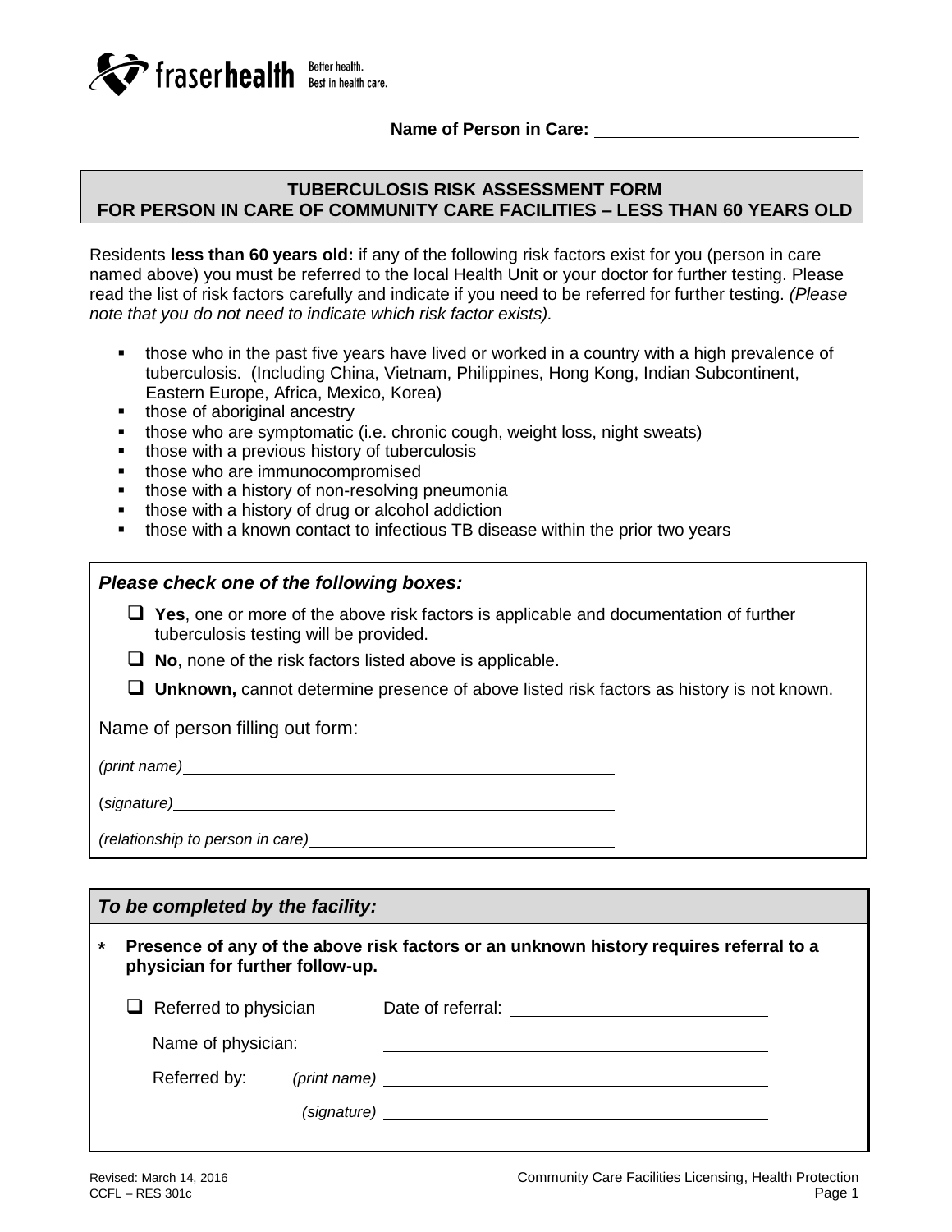fraserhealth Better health. Best in health care.

**Name of Person in Care:** ____________________________

## TUBERCULOSIS RISK ASSESSMENT FORM FOR PERSON IN CARE OF COMMUNITY CARE FACILITIES – LESS THAN 60 YEARS OLD

Residents **less than 60 years old:** if any of the following risk factors exist for you (person in care named above) you must be referred to the local Health Unit or your doctor for further testing. Please read the list of risk factors carefully and indicate if you need to be referred for further testing. *(Please note that you do not need to indicate which risk factor exists).*

- those who in the past five years have lived or worked in a country with a high prevalence of tuberculosis. (Including China, Vietnam, Philippines, Hong Kong, Indian Subcontinent, Eastern Europe, Africa, Mexico, Korea)
- those of aboriginal ancestry
- those who are symptomatic (i.e. chronic cough, weight loss, night sweats)
- those with a previous history of tuberculosis
- those who are immunocompromised
- those with a history of non-resolving pneumonia
- those with a history of drug or alcohol addiction
- those with a known contact to infectious TB disease within the prior two years

***Please check one of the following boxes:***

- ☐ **Yes**, one or more of the above risk factors is applicable and documentation of further tuberculosis testing will be provided.
- ☐ **No**, none of the risk factors listed above is applicable.
- ☐ **Unknown,** cannot determine presence of above listed risk factors as history is not known.

Name of person filling out form:

*(print name)* ____________________________

*(signature)* ____________________________

*(relationship to person in care)* ____________________________

***To be completed by the facility:***

**\* Presence of any of the above risk factors or an unknown history requires referral to a physician for further follow-up.**

☐ Referred to physician  Date of referral: ____________________________

Name of physician: ____________________________

Referred by: *(print name)* ____________________________

*(signature)* ____________________________

Revised: March 14, 2016
CCFL – RES 301c

Community Care Facilities Licensing, Health Protection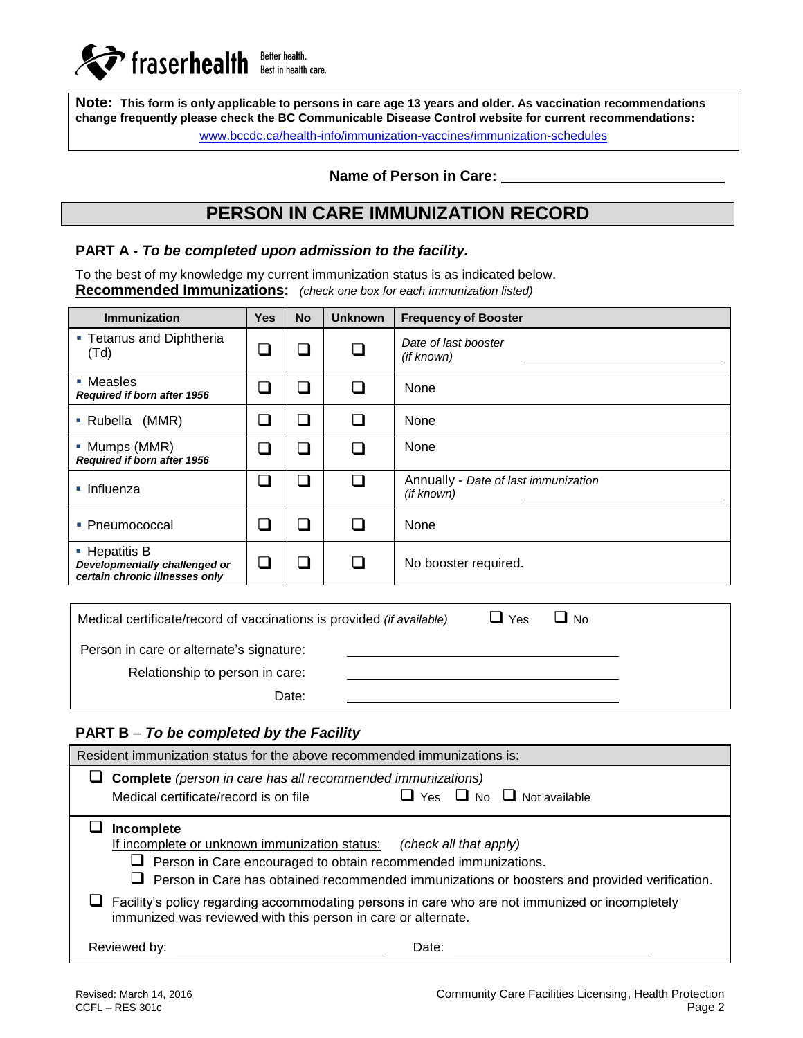fraserhealth Better health. Best in health care.

**Note: This form is only applicable to persons in care age 13 years and older. As vaccination recommendations change frequently please check the BC Communicable Disease Control website for current recommendations:**
www.bccdc.ca/health-info/immunization-vaccines/immunization-schedules

**Name of Person in Care:** ______________________

# PERSON IN CARE IMMUNIZATION RECORD

## PART A - *To be completed upon admission to the facility.*

To the best of my knowledge my current immunization status is as indicated below.
**Recommended Immunizations:** *(check one box for each immunization listed)*

| Immunization | Yes | No | Unknown | Frequency of Booster |
|---|---|---|---|---|
| ▪ Tetanus and Diphtheria (Td) | ☐ | ☐ | ☐ | *Date of last booster (if known)* ______________ |
| ▪ Measles *Required if born after 1956* | ☐ | ☐ | ☐ | None |
| ▪ Rubella (MMR) | ☐ | ☐ | ☐ | None |
| ▪ Mumps (MMR) *Required if born after 1956* | ☐ | ☐ | ☐ | None |
| ▪ Influenza | ☐ | ☐ | ☐ | Annually - *Date of last immunization (if known)* ______________ |
| ▪ Pneumococcal | ☐ | ☐ | ☐ | None |
| ▪ Hepatitis B *Developmentally challenged or certain chronic illnesses only* | ☐ | ☐ | ☐ | No booster required. |

Medical certificate/record of vaccinations is provided *(if available)* ☐ Yes ☐ No

Person in care or alternate's signature: ______________________

Relationship to person in care: ______________________

Date: ______________________

## PART B – *To be completed by the Facility*

Resident immunization status for the above recommended immunizations is:

☐ **Complete** *(person in care has all recommended immunizations)*
Medical certificate/record is on file ☐ Yes ☐ No ☐ Not available

☐ **Incomplete**
If incomplete or unknown immunization status: *(check all that apply)*
- ☐ Person in Care encouraged to obtain recommended immunizations.
- ☐ Person in Care has obtained recommended immunizations or boosters and provided verification.

☐ Facility's policy regarding accommodating persons in care who are not immunized or incompletely immunized was reviewed with this person in care or alternate.

Reviewed by: ______________________ Date: ______________________

Revised: March 14, 2016
CCFL – RES 301c

Community Care Facilities Licensing, Health Protection